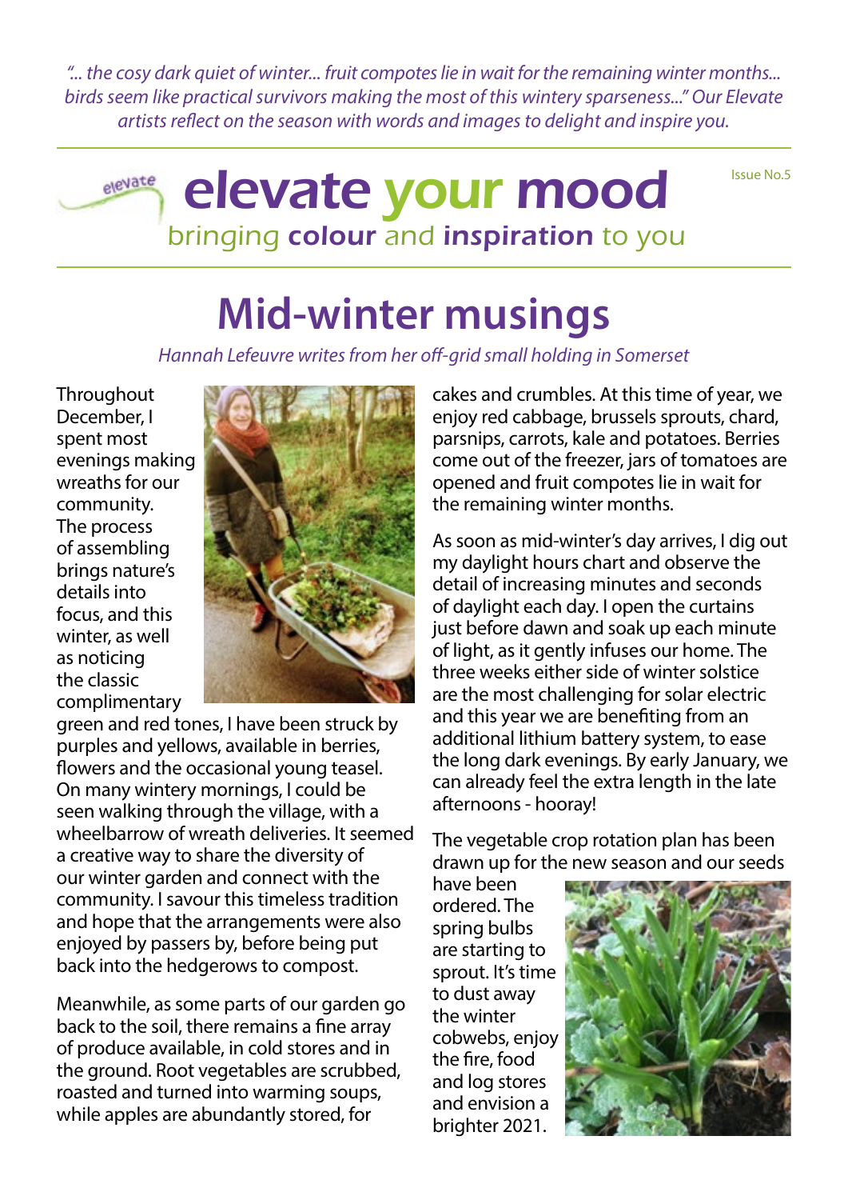*"... the cosy dark quiet of winter... fruit compotes lie in wait for the remaining winter months... birds seem like practical survivors making the most of this wintery sparseness..." Our Elevate artists reflect on the season with words and images to delight and inspire you.*

# elevate your mood

Issue No.5

bringing **colour** and **inspiration** to you

# Mid-winter musings

*Hannah Lefeuvre writes from her off-grid small holding in Somerset*

Throughout December, I spent most evenings making wreaths for our community. The process of assembling brings nature's details into focus, and this winter, as well as noticing the classic complimentary green and red tones, I have been struck by purples and yellows, available in berries, flowers and the occasional young teasel. On many wintery mornings, I could be seen walking through the village, with a wheelbarrow of wreath deliveries. It seemed a creative way to share the diversity of our winter garden and connect with the community. I savour this timeless tradition and hope that the arrangements were also enjoyed by passers by, before being put back into the hedgerows to compost.

Meanwhile, as some parts of our garden go back to the soil, there remains a fine array of produce available, in cold stores and in the ground. Root vegetables are scrubbed, roasted and turned into warming soups, while apples are abundantly stored, for cakes and crumbles. At this time of year, we enjoy red cabbage, brussels sprouts, chard, parsnips, carrots, kale and potatoes. Berries come out of the freezer, jars of tomatoes are opened and fruit compotes lie in wait for the remaining winter months.

As soon as mid-winter's day arrives, I dig out my daylight hours chart and observe the detail of increasing minutes and seconds of daylight each day. I open the curtains just before dawn and soak up each minute of light, as it gently infuses our home. The three weeks either side of winter solstice are the most challenging for solar electric and this year we are benefiting from an additional lithium battery system, to ease the long dark evenings. By early January, we can already feel the extra length in the late afternoons - hooray!

The vegetable crop rotation plan has been drawn up for the new season and our seeds have been ordered. The spring bulbs are starting to sprout. It's time to dust away the winter cobwebs, enjoy the fire, food and log stores and envision a brighter 2021.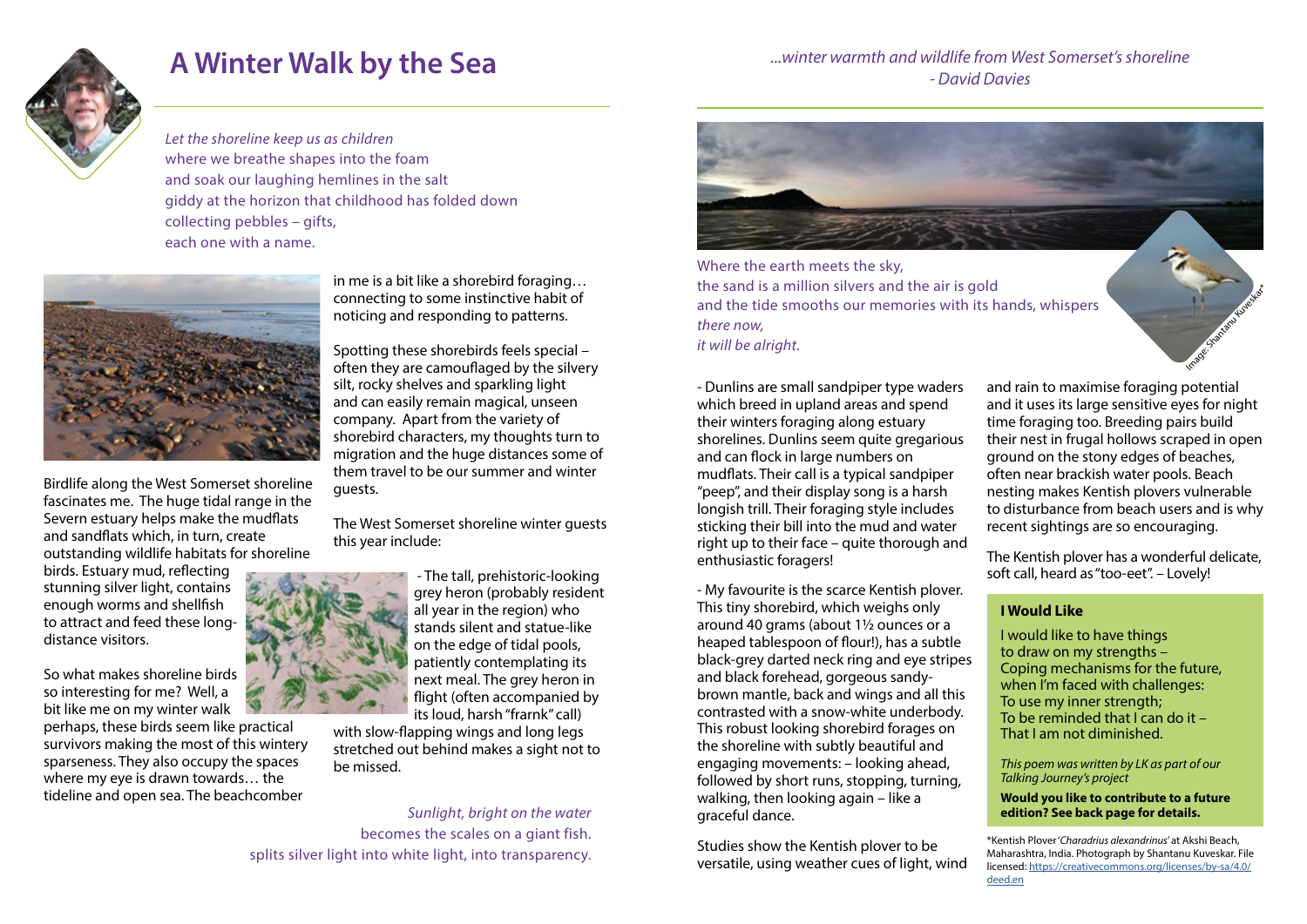# A Winter Walk by the Sea

*...winter warmth and wildlife from West Somerset's shoreline*
*- David Davies*

*Let the shoreline keep us as children*
where we breathe shapes into the foam
and soak our laughing hemlines in the salt
giddy at the horizon that childhood has folded down
collecting pebbles – gifts,
each one with a name.

Birdlife along the West Somerset shoreline fascinates me. The huge tidal range in the Severn estuary helps make the mudflats and sandflats which, in turn, create outstanding wildlife habitats for shoreline birds. Estuary mud, reflecting stunning silver light, contains enough worms and shellfish to attract and feed these long-distance visitors.

So what makes shoreline birds so interesting for me? Well, a bit like me on my winter walk perhaps, these birds seem like practical survivors making the most of this wintery sparseness. They also occupy the spaces where my eye is drawn towards… the tideline and open sea. The beachcomber in me is a bit like a shorebird foraging… connecting to some instinctive habit of noticing and responding to patterns.

Spotting these shorebirds feels special – often they are camouflaged by the silvery silt, rocky shelves and sparkling light and can easily remain magical, unseen company. Apart from the variety of shorebird characters, my thoughts turn to migration and the huge distances some of them travel to be our summer and winter guests.

The West Somerset shoreline winter guests this year include:

- The tall, prehistoric-looking grey heron (probably resident all year in the region) who stands silent and statue-like on the edge of tidal pools, patiently contemplating its next meal. The grey heron in flight (often accompanied by its loud, harsh "frarnk" call) with slow-flapping wings and long legs stretched out behind makes a sight not to be missed.

*Sunlight, bright on the water*
becomes the scales on a giant fish.
splits silver light into white light, into transparency.

Where the earth meets the sky,
the sand is a million silvers and the air is gold
and the tide smooths our memories with its hands, whispers
*there now,*
*it will be alright.*

Image: Shantanu Kuveskar*

- Dunlins are small sandpiper type waders which breed in upland areas and spend their winters foraging along estuary shorelines. Dunlins seem quite gregarious and can flock in large numbers on mudflats. Their call is a typical sandpiper "peep", and their display song is a harsh longish trill. Their foraging style includes sticking their bill into the mud and water right up to their face – quite thorough and enthusiastic foragers!

- My favourite is the scarce Kentish plover. This tiny shorebird, which weighs only around 40 grams (about 1½ ounces or a heaped tablespoon of flour!), has a subtle black-grey darted neck ring and eye stripes and black forehead, gorgeous sandy-brown mantle, back and wings and all this contrasted with a snow-white underbody. This robust looking shorebird forages on the shoreline with subtly beautiful and engaging movements: – looking ahead, followed by short runs, stopping, turning, walking, then looking again – like a graceful dance.

Studies show the Kentish plover to be versatile, using weather cues of light, wind and rain to maximise foraging potential and it uses its large sensitive eyes for night time foraging too. Breeding pairs build their nest in frugal hollows scraped in open ground on the stony edges of beaches, often near brackish water pools. Beach nesting makes Kentish plovers vulnerable to disturbance from beach users and is why recent sightings are so encouraging.

The Kentish plover has a wonderful delicate, soft call, heard as "too-eet". – Lovely!

### I Would Like

I would like to have things
to draw on my strengths –
Coping mechanisms for the future,
when I'm faced with challenges:
To use my inner strength;
To be reminded that I can do it –
That I am not diminished.

*This poem was written by LK as part of our Talking Journey's project*

**Would you like to contribute to a future edition? See back page for details.**

*Kentish Plover '*Charadrius alexandrinus*' at Akshi Beach, Maharashtra, India. Photograph by Shantanu Kuveskar. File licensed: https://creativecommons.org/licenses/by-sa/4.0/deed.en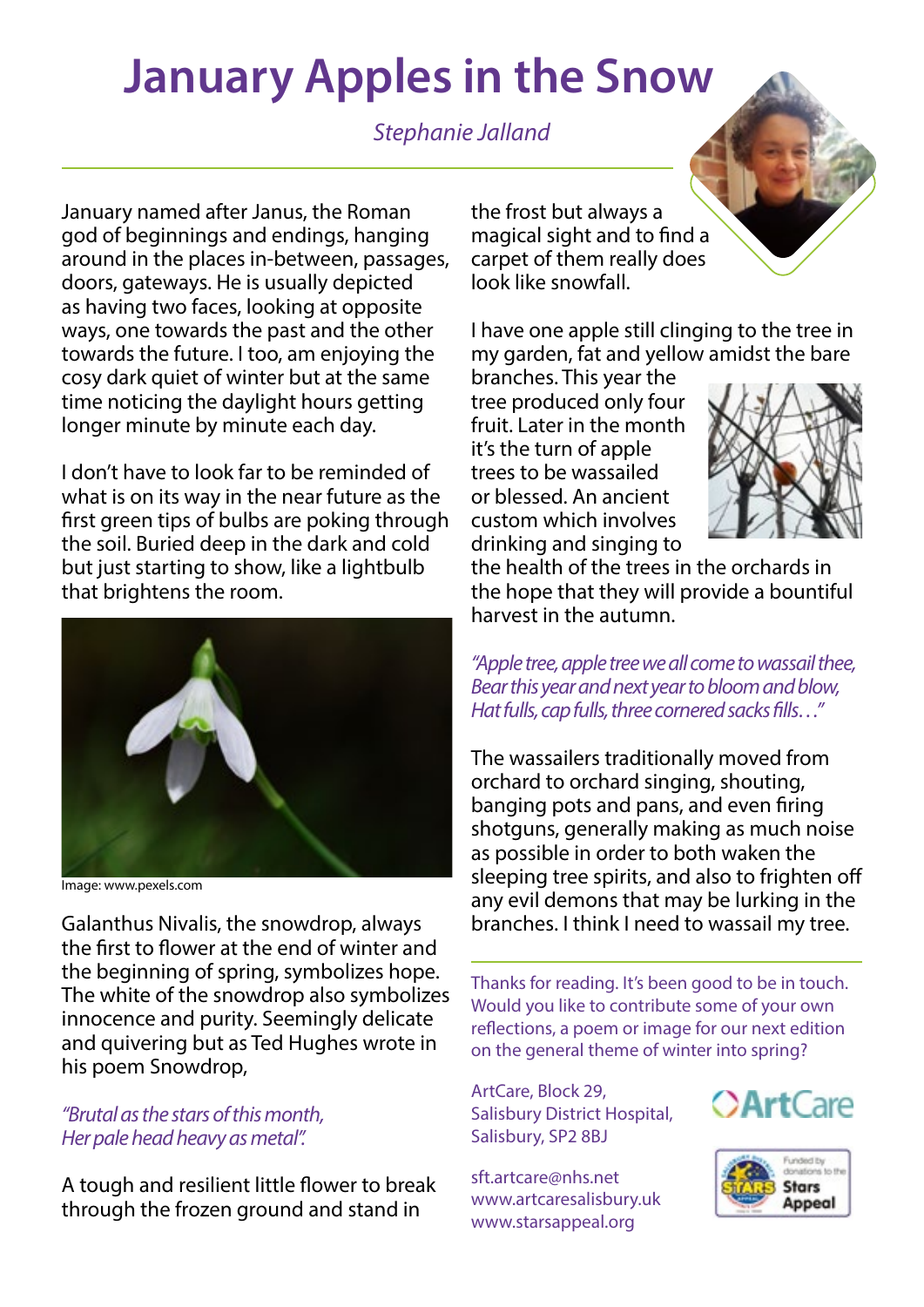# January Apples in the Snow

*Stephanie Jalland*

January named after Janus, the Roman god of beginnings and endings, hanging around in the places in-between, passages, doors, gateways. He is usually depicted as having two faces, looking at opposite ways, one towards the past and the other towards the future. I too, am enjoying the cosy dark quiet of winter but at the same time noticing the daylight hours getting longer minute by minute each day.

I don't have to look far to be reminded of what is on its way in the near future as the first green tips of bulbs are poking through the soil. Buried deep in the dark and cold but just starting to show, like a lightbulb that brightens the room.

Image: www.pexels.com

Galanthus Nivalis, the snowdrop, always the first to flower at the end of winter and the beginning of spring, symbolizes hope. The white of the snowdrop also symbolizes innocence and purity. Seemingly delicate and quivering but as Ted Hughes wrote in his poem Snowdrop,

*"Brutal as the stars of this month,*
*Her pale head heavy as metal".*

A tough and resilient little flower to break through the frozen ground and stand in the frost but always a magical sight and to find a carpet of them really does look like snowfall.

I have one apple still clinging to the tree in my garden, fat and yellow amidst the bare branches. This year the tree produced only four fruit. Later in the month it's the turn of apple trees to be wassailed or blessed. An ancient custom which involves drinking and singing to the health of the trees in the orchards in the hope that they will provide a bountiful harvest in the autumn.

*"Apple tree, apple tree we all come to wassail thee,*
*Bear this year and next year to bloom and blow,*
*Hat fulls, cap fulls, three cornered sacks fills…"*

The wassailers traditionally moved from orchard to orchard singing, shouting, banging pots and pans, and even firing shotguns, generally making as much noise as possible in order to both waken the sleeping tree spirits, and also to frighten off any evil demons that may be lurking in the branches. I think I need to wassail my tree.

---

Thanks for reading. It's been good to be in touch. Would you like to contribute some of your own reflections, a poem or image for our next edition on the general theme of winter into spring?

ArtCare, Block 29,
Salisbury District Hospital,
Salisbury, SP2 8BJ

sft.artcare@nhs.net
www.artcaresalisbury.uk
www.starsappeal.org

ArtCare

Funded by donations to the Stars Appeal